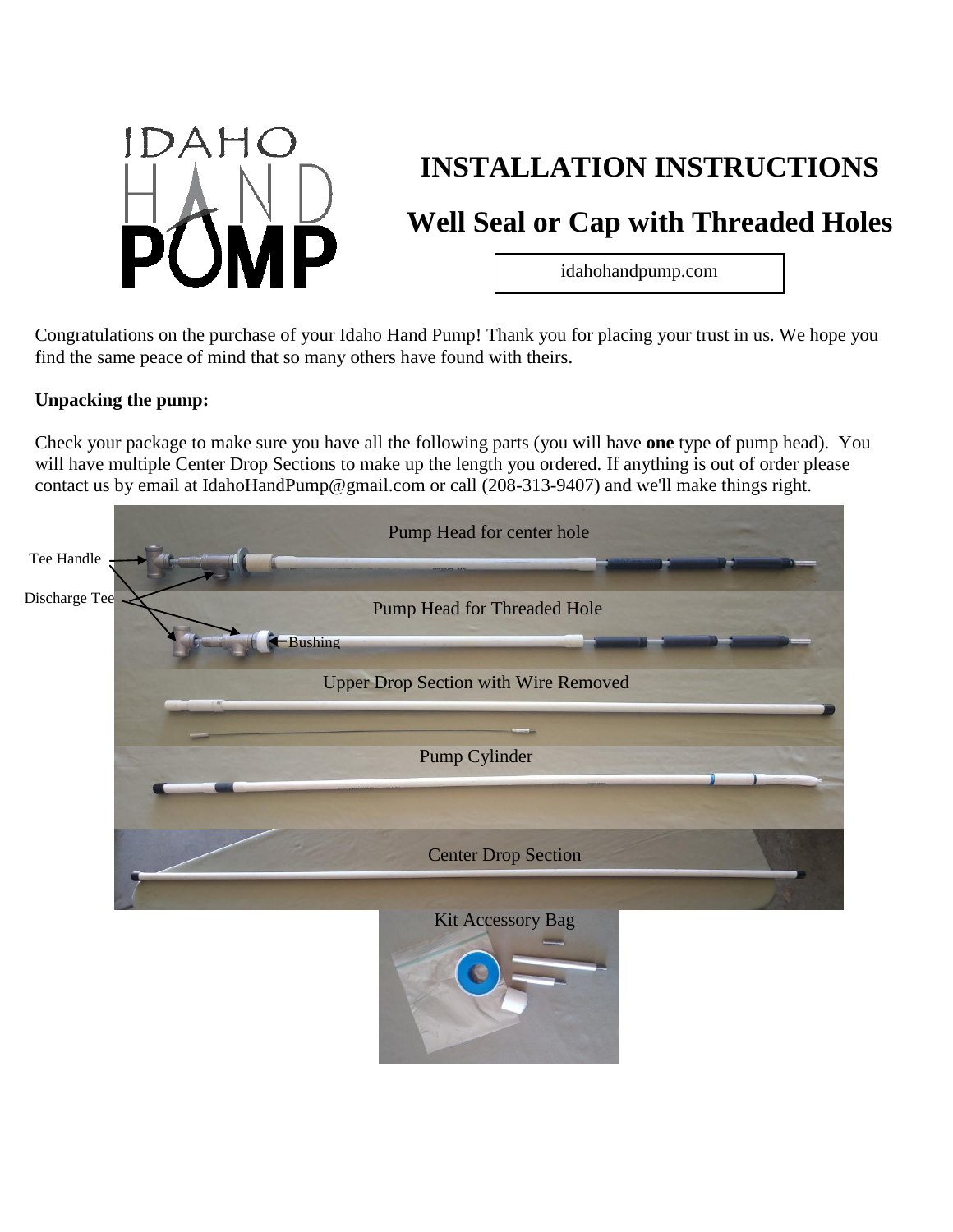# INSTALLATION INSTRUCTIONS

## Well Seal or Cap with Threaded Holes

idahohandpump.com

Congratulations on the purchase of your Idaho Hand Pump! Thank you for placing your trust in us. We hope you find the same peace of mind that so many others have found with theirs.

**Unpacking the pump:**

Check your package to make sure you have all the following parts (you will have **one** type of pump head). You will have multiple Center Drop Sections to make up the length you ordered. If anything is out of order please contact us by email at IdahoHandPump@gmail.com or call (208-313-9407) and we'll make things right.

Tee Handle

Discharge Tee

Pump Head for center hole

Pump Head for Threaded Hole

Bushing

Upper Drop Section with Wire Removed

Pump Cylinder

Center Drop Section

Kit Accessory Bag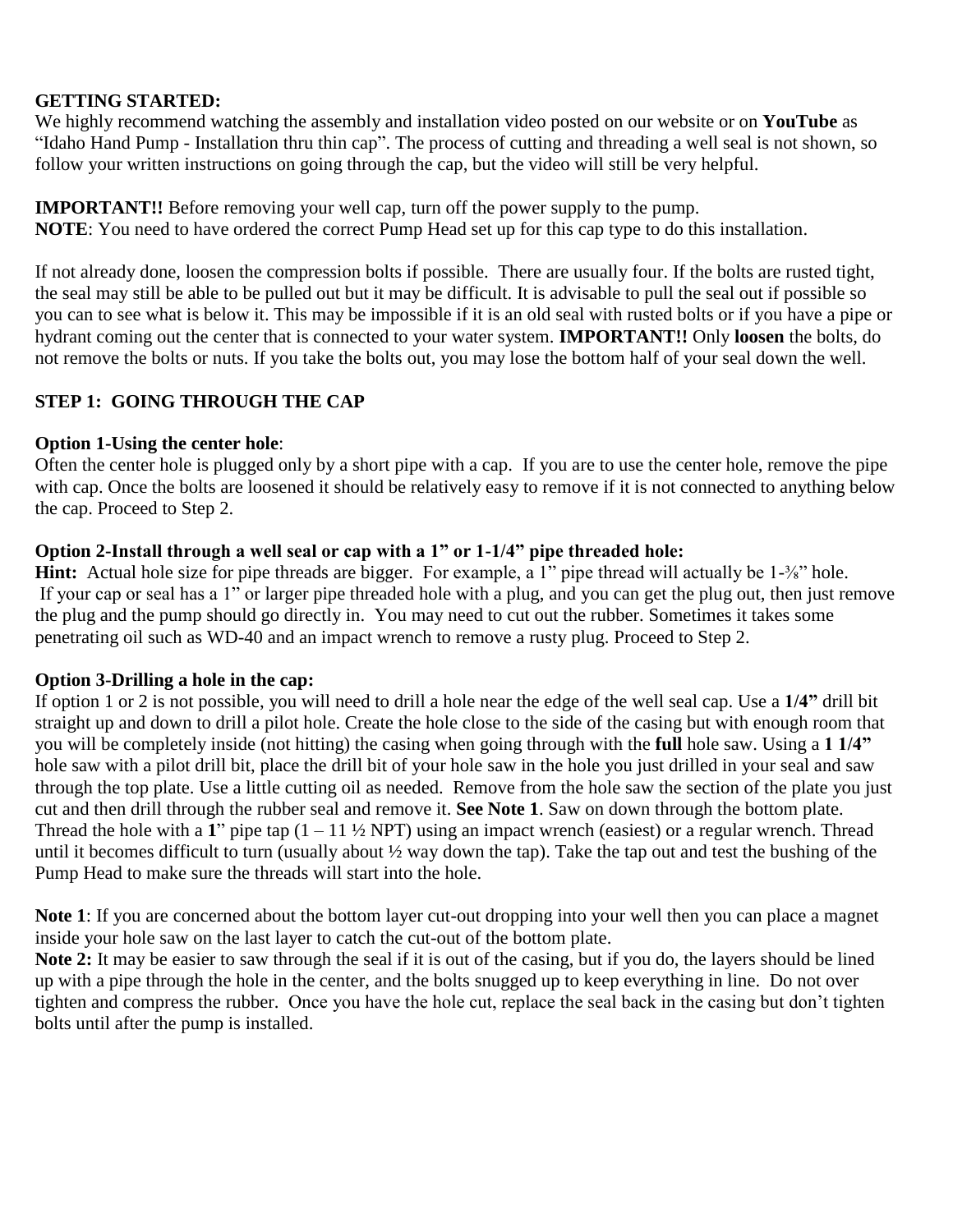**GETTING STARTED:**
We highly recommend watching the assembly and installation video posted on our website or on **YouTube** as "Idaho Hand Pump - Installation thru thin cap". The process of cutting and threading a well seal is not shown, so follow your written instructions on going through the cap, but the video will still be very helpful.

**IMPORTANT!!** Before removing your well cap, turn off the power supply to the pump.
**NOTE**: You need to have ordered the correct Pump Head set up for this cap type to do this installation.

If not already done, loosen the compression bolts if possible. There are usually four. If the bolts are rusted tight, the seal may still be able to be pulled out but it may be difficult. It is advisable to pull the seal out if possible so you can to see what is below it. This may be impossible if it is an old seal with rusted bolts or if you have a pipe or hydrant coming out the center that is connected to your water system. **IMPORTANT!!** Only **loosen** the bolts, do not remove the bolts or nuts. If you take the bolts out, you may lose the bottom half of your seal down the well.

## STEP 1: GOING THROUGH THE CAP

**Option 1-Using the center hole**:
Often the center hole is plugged only by a short pipe with a cap. If you are to use the center hole, remove the pipe with cap. Once the bolts are loosened it should be relatively easy to remove if it is not connected to anything below the cap. Proceed to Step 2.

**Option 2-Install through a well seal or cap with a 1" or 1-1/4" pipe threaded hole:**
**Hint:** Actual hole size for pipe threads are bigger. For example, a 1" pipe thread will actually be 1-⅜" hole.
If your cap or seal has a 1" or larger pipe threaded hole with a plug, and you can get the plug out, then just remove the plug and the pump should go directly in. You may need to cut out the rubber. Sometimes it takes some penetrating oil such as WD-40 and an impact wrench to remove a rusty plug. Proceed to Step 2.

**Option 3-Drilling a hole in the cap:**
If option 1 or 2 is not possible, you will need to drill a hole near the edge of the well seal cap. Use a **1/4"** drill bit straight up and down to drill a pilot hole. Create the hole close to the side of the casing but with enough room that you will be completely inside (not hitting) the casing when going through with the **full** hole saw. Using a **1 1/4"** hole saw with a pilot drill bit, place the drill bit of your hole saw in the hole you just drilled in your seal and saw through the top plate. Use a little cutting oil as needed. Remove from the hole saw the section of the plate you just cut and then drill through the rubber seal and remove it. **See Note 1**. Saw on down through the bottom plate. Thread the hole with a **1**" pipe tap (1 – 11 ½ NPT) using an impact wrench (easiest) or a regular wrench. Thread until it becomes difficult to turn (usually about ½ way down the tap). Take the tap out and test the bushing of the Pump Head to make sure the threads will start into the hole.

**Note 1**: If you are concerned about the bottom layer cut-out dropping into your well then you can place a magnet inside your hole saw on the last layer to catch the cut-out of the bottom plate.
**Note 2:** It may be easier to saw through the seal if it is out of the casing, but if you do, the layers should be lined up with a pipe through the hole in the center, and the bolts snugged up to keep everything in line. Do not over tighten and compress the rubber. Once you have the hole cut, replace the seal back in the casing but don't tighten bolts until after the pump is installed.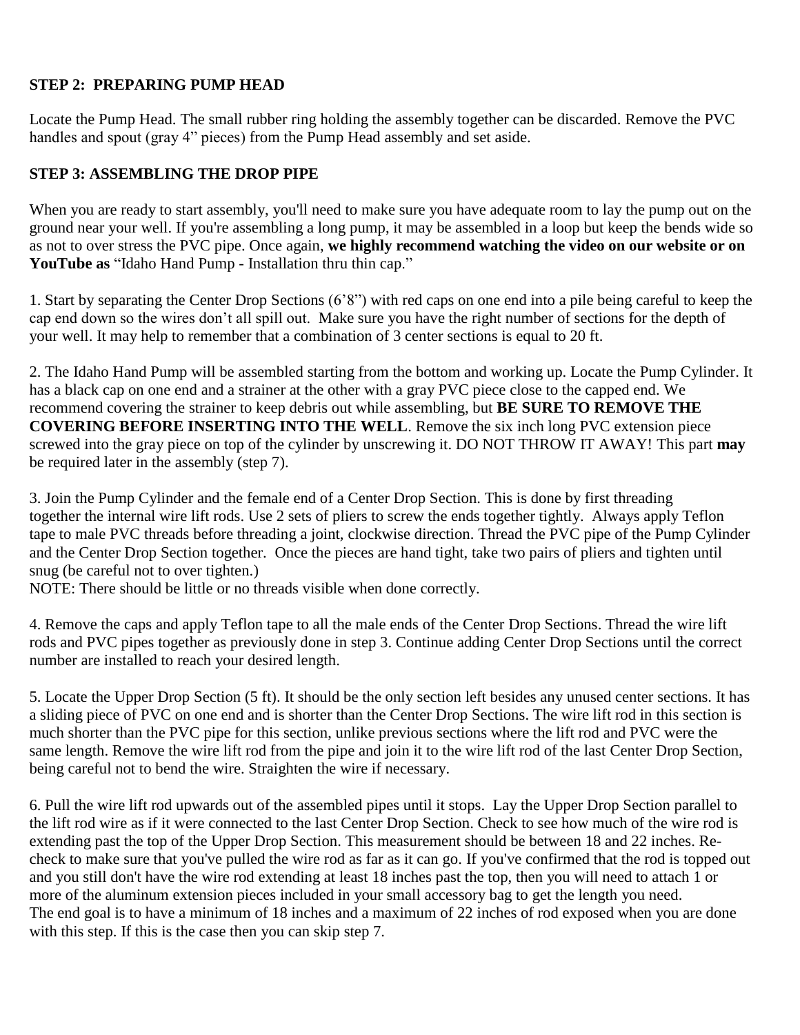**STEP 2: PREPARING PUMP HEAD**

Locate the Pump Head. The small rubber ring holding the assembly together can be discarded. Remove the PVC handles and spout (gray 4" pieces) from the Pump Head assembly and set aside.

**STEP 3: ASSEMBLING THE DROP PIPE**

When you are ready to start assembly, you'll need to make sure you have adequate room to lay the pump out on the ground near your well. If you're assembling a long pump, it may be assembled in a loop but keep the bends wide so as not to over stress the PVC pipe. Once again, **we highly recommend watching the video on our website or on YouTube as** "Idaho Hand Pump - Installation thru thin cap."

1. Start by separating the Center Drop Sections (6'8") with red caps on one end into a pile being careful to keep the cap end down so the wires don't all spill out. Make sure you have the right number of sections for the depth of your well. It may help to remember that a combination of 3 center sections is equal to 20 ft.

2. The Idaho Hand Pump will be assembled starting from the bottom and working up. Locate the Pump Cylinder. It has a black cap on one end and a strainer at the other with a gray PVC piece close to the capped end. We recommend covering the strainer to keep debris out while assembling, but **BE SURE TO REMOVE THE COVERING BEFORE INSERTING INTO THE WELL**. Remove the six inch long PVC extension piece screwed into the gray piece on top of the cylinder by unscrewing it. DO NOT THROW IT AWAY! This part **may** be required later in the assembly (step 7).

3. Join the Pump Cylinder and the female end of a Center Drop Section. This is done by first threading together the internal wire lift rods. Use 2 sets of pliers to screw the ends together tightly. Always apply Teflon tape to male PVC threads before threading a joint, clockwise direction. Thread the PVC pipe of the Pump Cylinder and the Center Drop Section together. Once the pieces are hand tight, take two pairs of pliers and tighten until snug (be careful not to over tighten.)
NOTE: There should be little or no threads visible when done correctly.

4. Remove the caps and apply Teflon tape to all the male ends of the Center Drop Sections. Thread the wire lift rods and PVC pipes together as previously done in step 3. Continue adding Center Drop Sections until the correct number are installed to reach your desired length.

5. Locate the Upper Drop Section (5 ft). It should be the only section left besides any unused center sections. It has a sliding piece of PVC on one end and is shorter than the Center Drop Sections. The wire lift rod in this section is much shorter than the PVC pipe for this section, unlike previous sections where the lift rod and PVC were the same length. Remove the wire lift rod from the pipe and join it to the wire lift rod of the last Center Drop Section, being careful not to bend the wire. Straighten the wire if necessary.

6. Pull the wire lift rod upwards out of the assembled pipes until it stops. Lay the Upper Drop Section parallel to the lift rod wire as if it were connected to the last Center Drop Section. Check to see how much of the wire rod is extending past the top of the Upper Drop Section. This measurement should be between 18 and 22 inches. Re-check to make sure that you've pulled the wire rod as far as it can go. If you've confirmed that the rod is topped out and you still don't have the wire rod extending at least 18 inches past the top, then you will need to attach 1 or more of the aluminum extension pieces included in your small accessory bag to get the length you need.
The end goal is to have a minimum of 18 inches and a maximum of 22 inches of rod exposed when you are done with this step. If this is the case then you can skip step 7.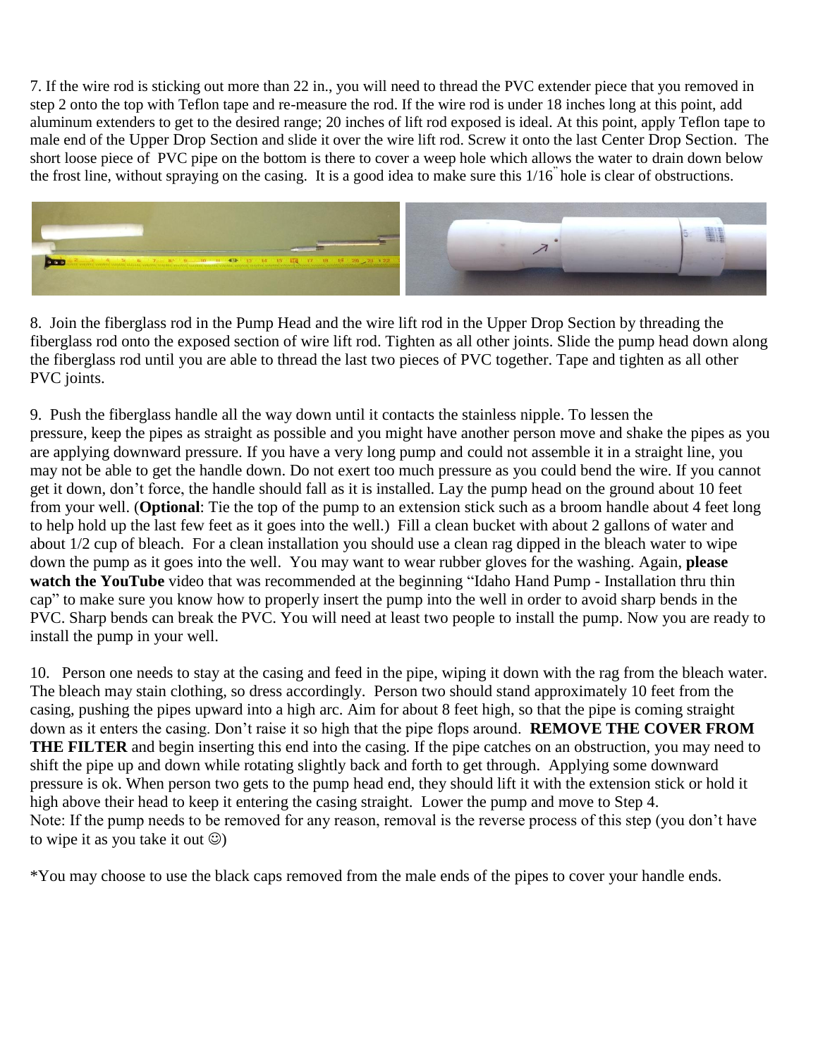7. If the wire rod is sticking out more than 22 in., you will need to thread the PVC extender piece that you removed in step 2 onto the top with Teflon tape and re-measure the rod. If the wire rod is under 18 inches long at this point, add aluminum extenders to get to the desired range; 20 inches of lift rod exposed is ideal. At this point, apply Teflon tape to male end of the Upper Drop Section and slide it over the wire lift rod. Screw it onto the last Center Drop Section. The short loose piece of PVC pipe on the bottom is there to cover a weep hole which allows the water to drain down below the frost line, without spraying on the casing. It is a good idea to make sure this 1/16" hole is clear of obstructions.

8. Join the fiberglass rod in the Pump Head and the wire lift rod in the Upper Drop Section by threading the fiberglass rod onto the exposed section of wire lift rod. Tighten as all other joints. Slide the pump head down along the fiberglass rod until you are able to thread the last two pieces of PVC together. Tape and tighten as all other PVC joints.

9. Push the fiberglass handle all the way down until it contacts the stainless nipple. To lessen the pressure, keep the pipes as straight as possible and you might have another person move and shake the pipes as you are applying downward pressure. If you have a very long pump and could not assemble it in a straight line, you may not be able to get the handle down. Do not exert too much pressure as you could bend the wire. If you cannot get it down, don't force, the handle should fall as it is installed. Lay the pump head on the ground about 10 feet from your well. (**Optional**: Tie the top of the pump to an extension stick such as a broom handle about 4 feet long to help hold up the last few feet as it goes into the well.) Fill a clean bucket with about 2 gallons of water and about 1/2 cup of bleach. For a clean installation you should use a clean rag dipped in the bleach water to wipe down the pump as it goes into the well. You may want to wear rubber gloves for the washing. Again, **please watch the YouTube** video that was recommended at the beginning "Idaho Hand Pump - Installation thru thin cap" to make sure you know how to properly insert the pump into the well in order to avoid sharp bends in the PVC. Sharp bends can break the PVC. You will need at least two people to install the pump. Now you are ready to install the pump in your well.

10. Person one needs to stay at the casing and feed in the pipe, wiping it down with the rag from the bleach water. The bleach may stain clothing, so dress accordingly. Person two should stand approximately 10 feet from the casing, pushing the pipes upward into a high arc. Aim for about 8 feet high, so that the pipe is coming straight down as it enters the casing. Don't raise it so high that the pipe flops around. **REMOVE THE COVER FROM THE FILTER** and begin inserting this end into the casing. If the pipe catches on an obstruction, you may need to shift the pipe up and down while rotating slightly back and forth to get through. Applying some downward pressure is ok. When person two gets to the pump head end, they should lift it with the extension stick or hold it high above their head to keep it entering the casing straight. Lower the pump and move to Step 4.
Note: If the pump needs to be removed for any reason, removal is the reverse process of this step (you don't have to wipe it as you take it out ☺)

*You may choose to use the black caps removed from the male ends of the pipes to cover your handle ends.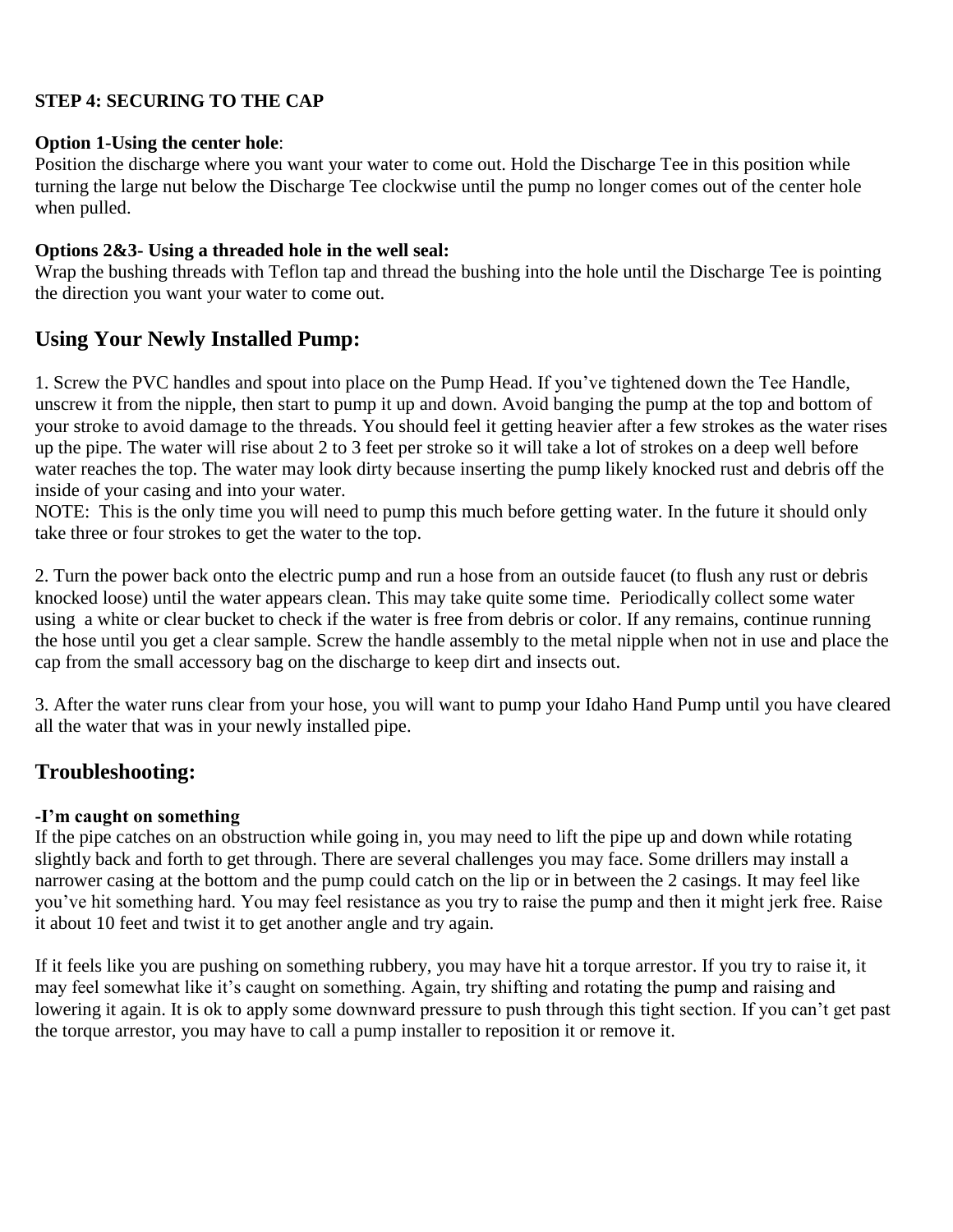**STEP 4: SECURING TO THE CAP**

**Option 1-Using the center hole**:
Position the discharge where you want your water to come out. Hold the Discharge Tee in this position while turning the large nut below the Discharge Tee clockwise until the pump no longer comes out of the center hole when pulled.

**Options 2&3- Using a threaded hole in the well seal:**
Wrap the bushing threads with Teflon tap and thread the bushing into the hole until the Discharge Tee is pointing the direction you want your water to come out.

## Using Your Newly Installed Pump:

1. Screw the PVC handles and spout into place on the Pump Head. If you've tightened down the Tee Handle, unscrew it from the nipple, then start to pump it up and down. Avoid banging the pump at the top and bottom of your stroke to avoid damage to the threads. You should feel it getting heavier after a few strokes as the water rises up the pipe. The water will rise about 2 to 3 feet per stroke so it will take a lot of strokes on a deep well before water reaches the top. The water may look dirty because inserting the pump likely knocked rust and debris off the inside of your casing and into your water.
NOTE: This is the only time you will need to pump this much before getting water. In the future it should only take three or four strokes to get the water to the top.

2. Turn the power back onto the electric pump and run a hose from an outside faucet (to flush any rust or debris knocked loose) until the water appears clean. This may take quite some time. Periodically collect some water using a white or clear bucket to check if the water is free from debris or color. If any remains, continue running the hose until you get a clear sample. Screw the handle assembly to the metal nipple when not in use and place the cap from the small accessory bag on the discharge to keep dirt and insects out.

3. After the water runs clear from your hose, you will want to pump your Idaho Hand Pump until you have cleared all the water that was in your newly installed pipe.

## Troubleshooting:

**-I'm caught on something**
If the pipe catches on an obstruction while going in, you may need to lift the pipe up and down while rotating slightly back and forth to get through. There are several challenges you may face. Some drillers may install a narrower casing at the bottom and the pump could catch on the lip or in between the 2 casings. It may feel like you've hit something hard. You may feel resistance as you try to raise the pump and then it might jerk free. Raise it about 10 feet and twist it to get another angle and try again.

If it feels like you are pushing on something rubbery, you may have hit a torque arrestor. If you try to raise it, it may feel somewhat like it's caught on something. Again, try shifting and rotating the pump and raising and lowering it again. It is ok to apply some downward pressure to push through this tight section. If you can't get past the torque arrestor, you may have to call a pump installer to reposition it or remove it.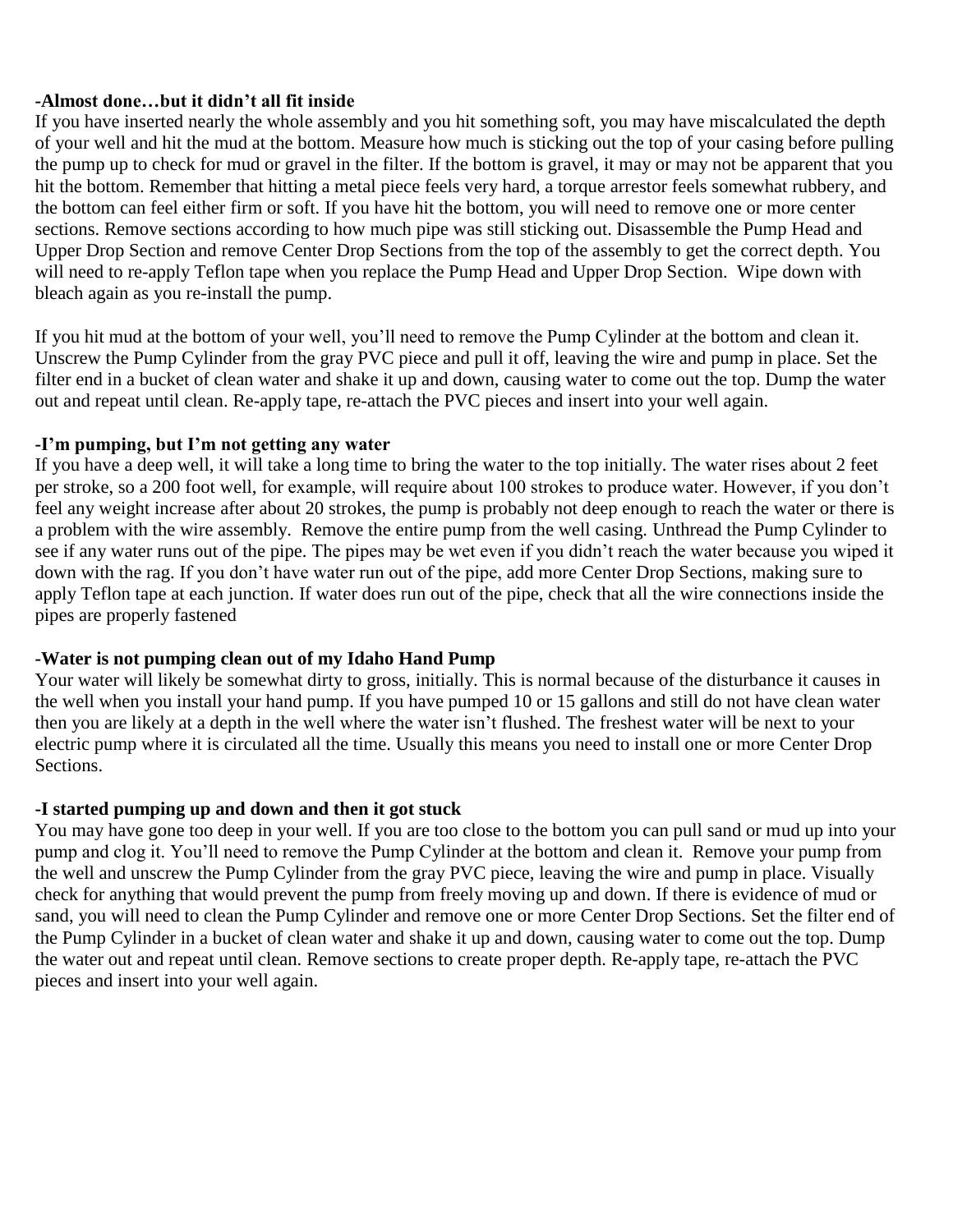**-Almost done…but it didn't all fit inside**

If you have inserted nearly the whole assembly and you hit something soft, you may have miscalculated the depth of your well and hit the mud at the bottom. Measure how much is sticking out the top of your casing before pulling the pump up to check for mud or gravel in the filter. If the bottom is gravel, it may or may not be apparent that you hit the bottom. Remember that hitting a metal piece feels very hard, a torque arrestor feels somewhat rubbery, and the bottom can feel either firm or soft. If you have hit the bottom, you will need to remove one or more center sections. Remove sections according to how much pipe was still sticking out. Disassemble the Pump Head and Upper Drop Section and remove Center Drop Sections from the top of the assembly to get the correct depth. You will need to re-apply Teflon tape when you replace the Pump Head and Upper Drop Section. Wipe down with bleach again as you re-install the pump.

If you hit mud at the bottom of your well, you'll need to remove the Pump Cylinder at the bottom and clean it. Unscrew the Pump Cylinder from the gray PVC piece and pull it off, leaving the wire and pump in place. Set the filter end in a bucket of clean water and shake it up and down, causing water to come out the top. Dump the water out and repeat until clean. Re-apply tape, re-attach the PVC pieces and insert into your well again.

**-I'm pumping, but I'm not getting any water**

If you have a deep well, it will take a long time to bring the water to the top initially. The water rises about 2 feet per stroke, so a 200 foot well, for example, will require about 100 strokes to produce water. However, if you don't feel any weight increase after about 20 strokes, the pump is probably not deep enough to reach the water or there is a problem with the wire assembly. Remove the entire pump from the well casing. Unthread the Pump Cylinder to see if any water runs out of the pipe. The pipes may be wet even if you didn't reach the water because you wiped it down with the rag. If you don't have water run out of the pipe, add more Center Drop Sections, making sure to apply Teflon tape at each junction. If water does run out of the pipe, check that all the wire connections inside the pipes are properly fastened

**-Water is not pumping clean out of my Idaho Hand Pump**

Your water will likely be somewhat dirty to gross, initially. This is normal because of the disturbance it causes in the well when you install your hand pump. If you have pumped 10 or 15 gallons and still do not have clean water then you are likely at a depth in the well where the water isn't flushed. The freshest water will be next to your electric pump where it is circulated all the time. Usually this means you need to install one or more Center Drop Sections.

**-I started pumping up and down and then it got stuck**

You may have gone too deep in your well. If you are too close to the bottom you can pull sand or mud up into your pump and clog it. You'll need to remove the Pump Cylinder at the bottom and clean it. Remove your pump from the well and unscrew the Pump Cylinder from the gray PVC piece, leaving the wire and pump in place. Visually check for anything that would prevent the pump from freely moving up and down. If there is evidence of mud or sand, you will need to clean the Pump Cylinder and remove one or more Center Drop Sections. Set the filter end of the Pump Cylinder in a bucket of clean water and shake it up and down, causing water to come out the top. Dump the water out and repeat until clean. Remove sections to create proper depth. Re-apply tape, re-attach the PVC pieces and insert into your well again.